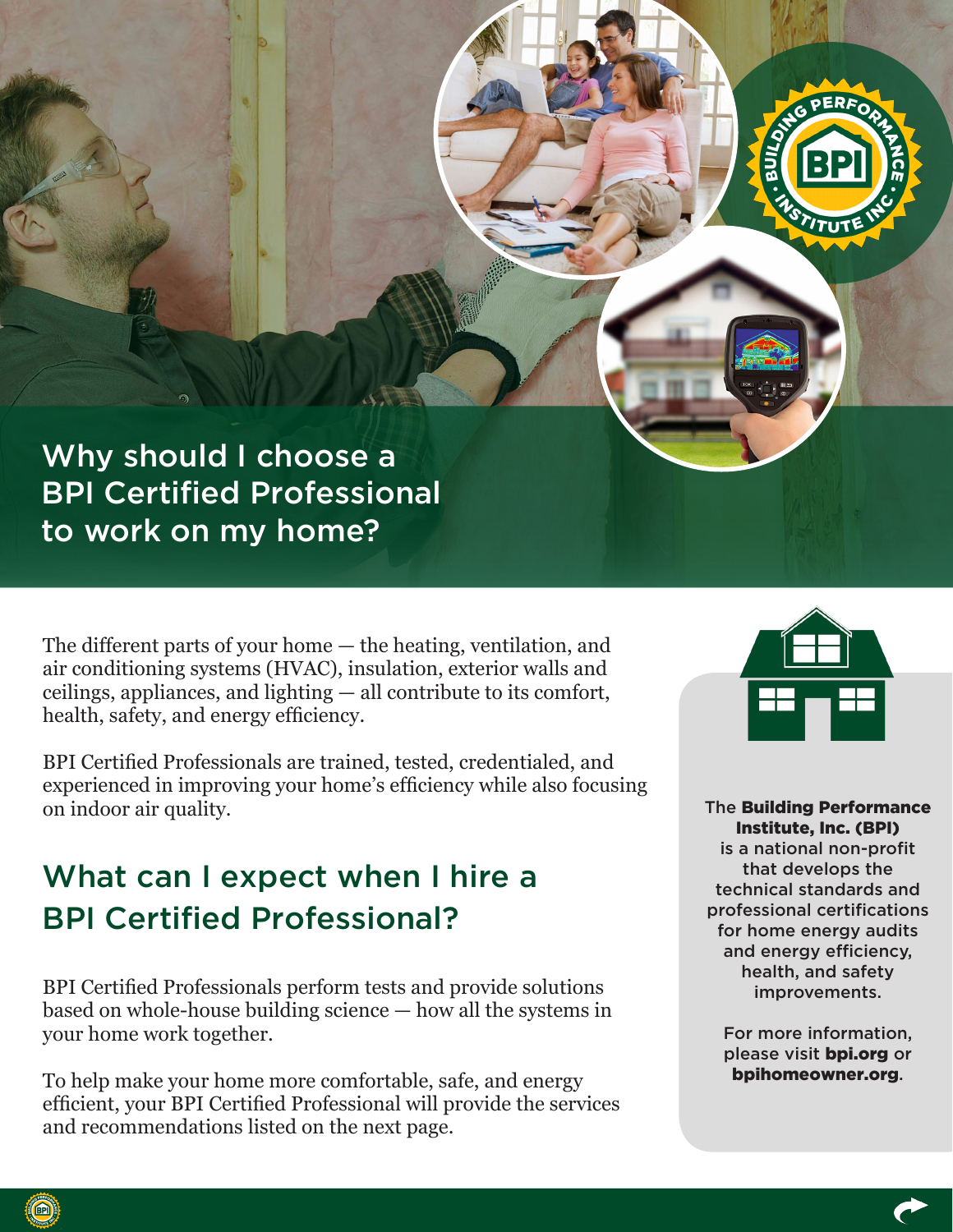# Why should I choose a BPI Certified Professional to work on my home?

The different parts of your home — the heating, ventilation, and air conditioning systems (HVAC), insulation, exterior walls and ceilings, appliances, and lighting — all contribute to its comfort, health, safety, and energy efficiency.

BPI Certified Professionals are trained, tested, credentialed, and experienced in improving your home's efficiency while also focusing on indoor air quality.

## What can I expect when I hire a BPI Certified Professional?

BPI Certified Professionals perform tests and provide solutions based on whole-house building science — how all the systems in your home work together.

To help make your home more comfortable, safe, and energy efficient, your BPI Certified Professional will provide the services and recommendations listed on the next page.

The **Building Performance Institute, Inc. (BPI)** is a national non-profit that develops the technical standards and professional certifications for home energy audits and energy efficiency, health, and safety improvements.

For more information, please visit **bpi.org** or **bpihomeowner.org**.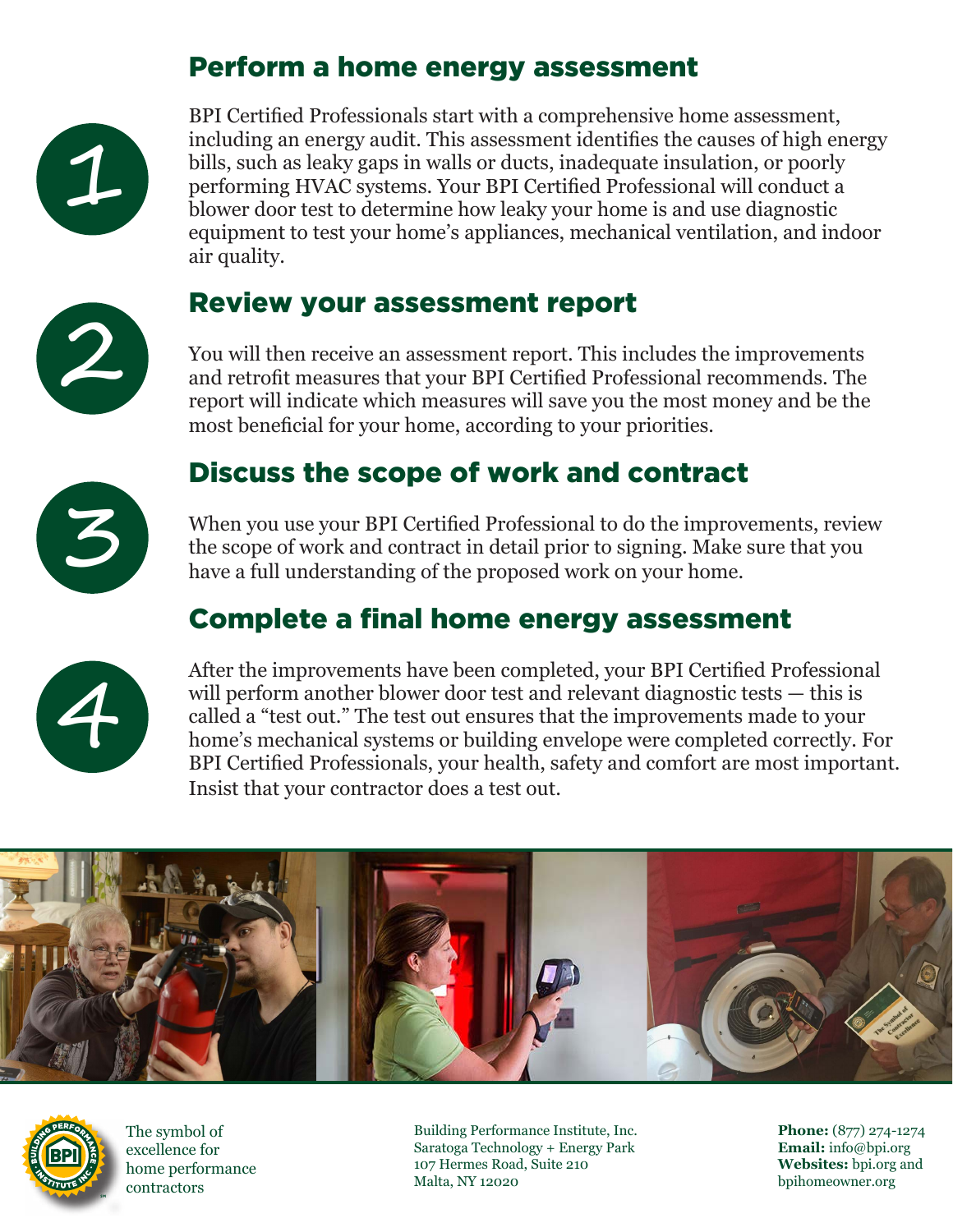## 1 Perform a home energy assessment

BPI Certified Professionals start with a comprehensive home assessment, including an energy audit. This assessment identifies the causes of high energy bills, such as leaky gaps in walls or ducts, inadequate insulation, or poorly performing HVAC systems. Your BPI Certified Professional will conduct a blower door test to determine how leaky your home is and use diagnostic equipment to test your home's appliances, mechanical ventilation, and indoor air quality.

## 2 Review your assessment report

You will then receive an assessment report. This includes the improvements and retrofit measures that your BPI Certified Professional recommends. The report will indicate which measures will save you the most money and be the most beneficial for your home, according to your priorities.

## 3 Discuss the scope of work and contract

When you use your BPI Certified Professional to do the improvements, review the scope of work and contract in detail prior to signing. Make sure that you have a full understanding of the proposed work on your home.

## 4 Complete a final home energy assessment

After the improvements have been completed, your BPI Certified Professional will perform another blower door test and relevant diagnostic tests — this is called a "test out." The test out ensures that the improvements made to your home's mechanical systems or building envelope were completed correctly. For BPI Certified Professionals, your health, safety and comfort are most important. Insist that your contractor does a test out.

The symbol of excellence for home performance contractors

Building Performance Institute, Inc.
Saratoga Technology + Energy Park
107 Hermes Road, Suite 210
Malta, NY 12020

**Phone:** (877) 274-1274
**Email:** info@bpi.org
**Websites:** bpi.org and bpihomeowner.org